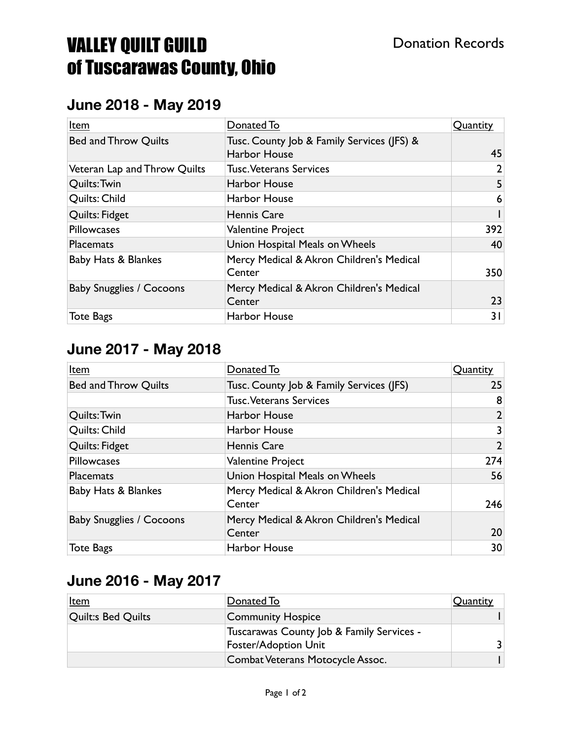# VALLEY QUILT GUILD of Tuscarawas County, Ohio

Donation Records

## June 2018 - May 2019

| Item | Donated To | Quantity |
|---|---|---|
| Bed and Throw Quilts | Tusc. County Job & Family Services (JFS) & Harbor House | 45 |
| Veteran Lap and Throw Quilts | Tusc. Veterans Services | 2 |
| Quilts: Twin | Harbor House | 5 |
| Quilts: Child | Harbor House | 6 |
| Quilts: Fidget | Hennis Care | 1 |
| Pillowcases | Valentine Project | 392 |
| Placemats | Union Hospital Meals on Wheels | 40 |
| Baby Hats & Blankes | Mercy Medical & Akron Children's Medical Center | 350 |
| Baby Snugglies / Cocoons | Mercy Medical & Akron Children's Medical Center | 23 |
| Tote Bags | Harbor House | 31 |

## June 2017 - May 2018

| Item | Donated To | Quantity |
|---|---|---|
| Bed and Throw Quilts | Tusc. County Job & Family Services (JFS) | 25 |
| | Tusc. Veterans Services | 8 |
| Quilts: Twin | Harbor House | 2 |
| Quilts: Child | Harbor House | 3 |
| Quilts: Fidget | Hennis Care | 2 |
| Pillowcases | Valentine Project | 274 |
| Placemats | Union Hospital Meals on Wheels | 56 |
| Baby Hats & Blankes | Mercy Medical & Akron Children's Medical Center | 246 |
| Baby Snugglies / Cocoons | Mercy Medical & Akron Children's Medical Center | 20 |
| Tote Bags | Harbor House | 30 |

## June 2016 - May 2017

| Item | Donated To | Quantity |
|---|---|---|
| Quilt:s Bed Quilts | Community Hospice | 1 |
| | Tuscarawas County Job & Family Services - Foster/Adoption Unit | 3 |
| | Combat Veterans Motocycle Assoc. | 1 |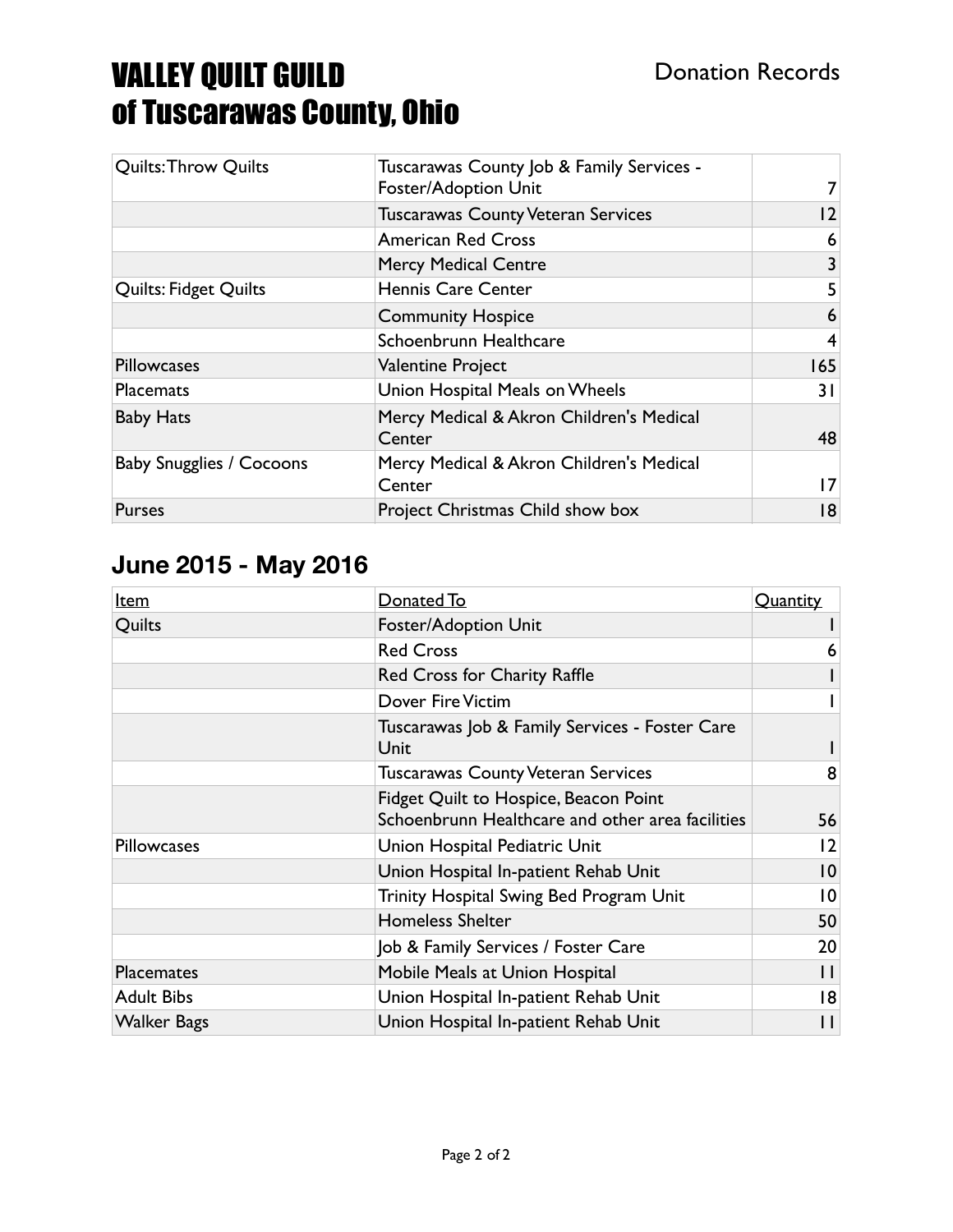# VALLEY QUILT GUILD of Tuscarawas County, Ohio

Donation Records

| | | |
|---|---|---|
| Quilts: Throw Quilts | Tuscarawas County Job & Family Services - Foster/Adoption Unit | 7 |
| | Tuscarawas County Veteran Services | 12 |
| | American Red Cross | 6 |
| | Mercy Medical Centre | 3 |
| Quilts: Fidget Quilts | Hennis Care Center | 5 |
| | Community Hospice | 6 |
| | Schoenbrunn Healthcare | 4 |
| Pillowcases | Valentine Project | 165 |
| Placemats | Union Hospital Meals on Wheels | 31 |
| Baby Hats | Mercy Medical & Akron Children's Medical Center | 48 |
| Baby Snugglies / Cocoons | Mercy Medical & Akron Children's Medical Center | 17 |
| Purses | Project Christmas Child show box | 18 |

## June 2015 - May 2016

| Item | Donated To | Quantity |
|---|---|---|
| Quilts | Foster/Adoption Unit | 1 |
| | Red Cross | 6 |
| | Red Cross for Charity Raffle | 1 |
| | Dover Fire Victim | 1 |
| | Tuscarawas Job & Family Services - Foster Care Unit | 1 |
| | Tuscarawas County Veteran Services | 8 |
| | Fidget Quilt to Hospice, Beacon Point Schoenbrunn Healthcare and other area facilities | 56 |
| Pillowcases | Union Hospital Pediatric Unit | 12 |
| | Union Hospital In-patient Rehab Unit | 10 |
| | Trinity Hospital Swing Bed Program Unit | 10 |
| | Homeless Shelter | 50 |
| | Job & Family Services / Foster Care | 20 |
| Placemates | Mobile Meals at Union Hospital | 11 |
| Adult Bibs | Union Hospital In-patient Rehab Unit | 18 |
| Walker Bags | Union Hospital In-patient Rehab Unit | 11 |